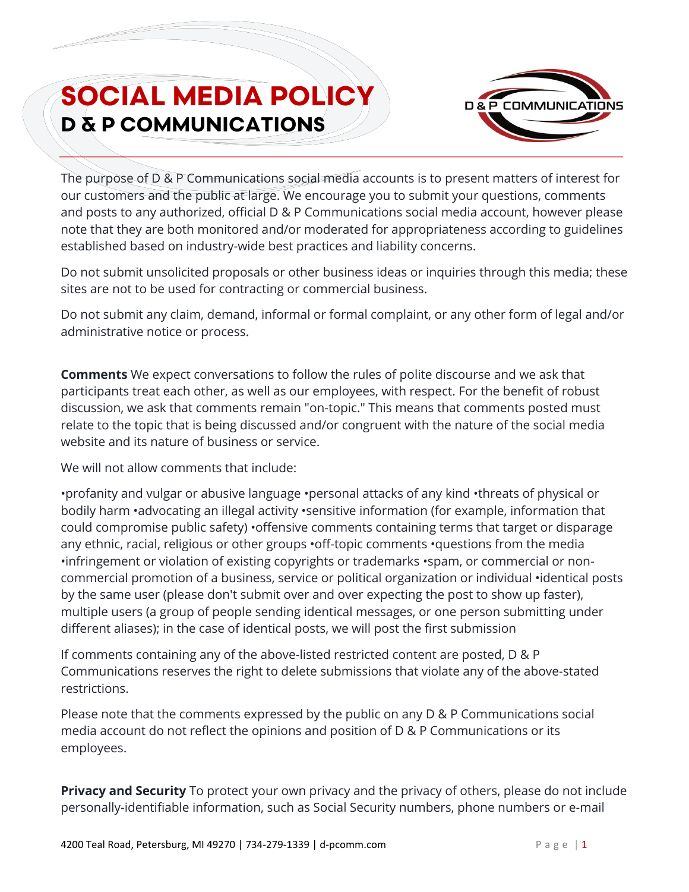# SOCIAL MEDIA POLICY

## D & P COMMUNICATIONS

The purpose of D & P Communications social media accounts is to present matters of interest for our customers and the public at large. We encourage you to submit your questions, comments and posts to any authorized, official D & P Communications social media account, however please note that they are both monitored and/or moderated for appropriateness according to guidelines established based on industry-wide best practices and liability concerns.

Do not submit unsolicited proposals or other business ideas or inquiries through this media; these sites are not to be used for contracting or commercial business.

Do not submit any claim, demand, informal or formal complaint, or any other form of legal and/or administrative notice or process.

**Comments** We expect conversations to follow the rules of polite discourse and we ask that participants treat each other, as well as our employees, with respect. For the benefit of robust discussion, we ask that comments remain "on-topic." This means that comments posted must relate to the topic that is being discussed and/or congruent with the nature of the social media website and its nature of business or service.

We will not allow comments that include:

•profanity and vulgar or abusive language •personal attacks of any kind •threats of physical or bodily harm •advocating an illegal activity •sensitive information (for example, information that could compromise public safety) •offensive comments containing terms that target or disparage any ethnic, racial, religious or other groups •off-topic comments •questions from the media •infringement or violation of existing copyrights or trademarks •spam, or commercial or non-commercial promotion of a business, service or political organization or individual •identical posts by the same user (please don't submit over and over expecting the post to show up faster), multiple users (a group of people sending identical messages, or one person submitting under different aliases); in the case of identical posts, we will post the first submission

If comments containing any of the above-listed restricted content are posted, D & P Communications reserves the right to delete submissions that violate any of the above-stated restrictions.

Please note that the comments expressed by the public on any D & P Communications social media account do not reflect the opinions and position of D & P Communications or its employees.

**Privacy and Security** To protect your own privacy and the privacy of others, please do not include personally-identifiable information, such as Social Security numbers, phone numbers or e-mail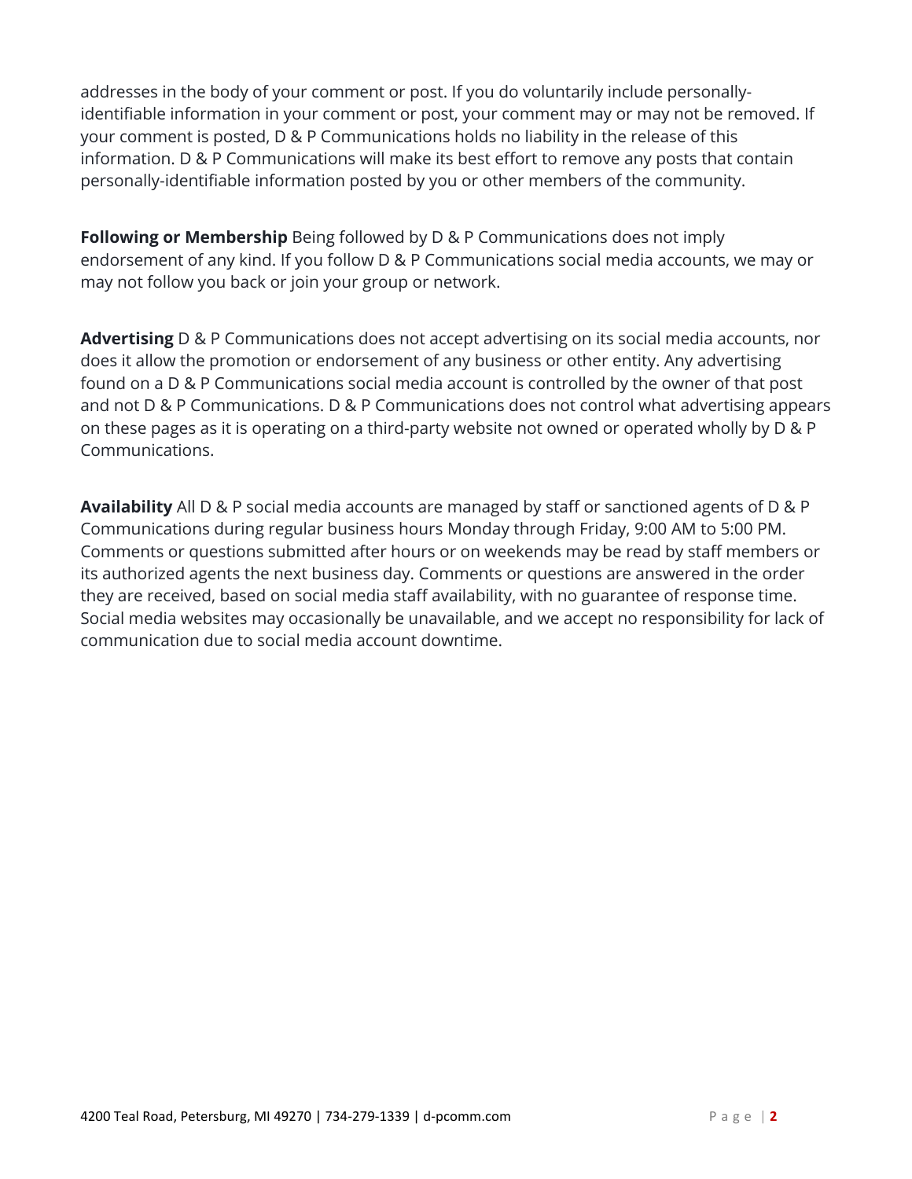addresses in the body of your comment or post. If you do voluntarily include personally-identifiable information in your comment or post, your comment may or may not be removed. If your comment is posted, D & P Communications holds no liability in the release of this information. D & P Communications will make its best effort to remove any posts that contain personally-identifiable information posted by you or other members of the community.

**Following or Membership** Being followed by D & P Communications does not imply endorsement of any kind. If you follow D & P Communications social media accounts, we may or may not follow you back or join your group or network.

**Advertising** D & P Communications does not accept advertising on its social media accounts, nor does it allow the promotion or endorsement of any business or other entity. Any advertising found on a D & P Communications social media account is controlled by the owner of that post and not D & P Communications. D & P Communications does not control what advertising appears on these pages as it is operating on a third-party website not owned or operated wholly by D & P Communications.

**Availability** All D & P social media accounts are managed by staff or sanctioned agents of D & P Communications during regular business hours Monday through Friday, 9:00 AM to 5:00 PM. Comments or questions submitted after hours or on weekends may be read by staff members or its authorized agents the next business day. Comments or questions are answered in the order they are received, based on social media staff availability, with no guarantee of response time. Social media websites may occasionally be unavailable, and we accept no responsibility for lack of communication due to social media account downtime.